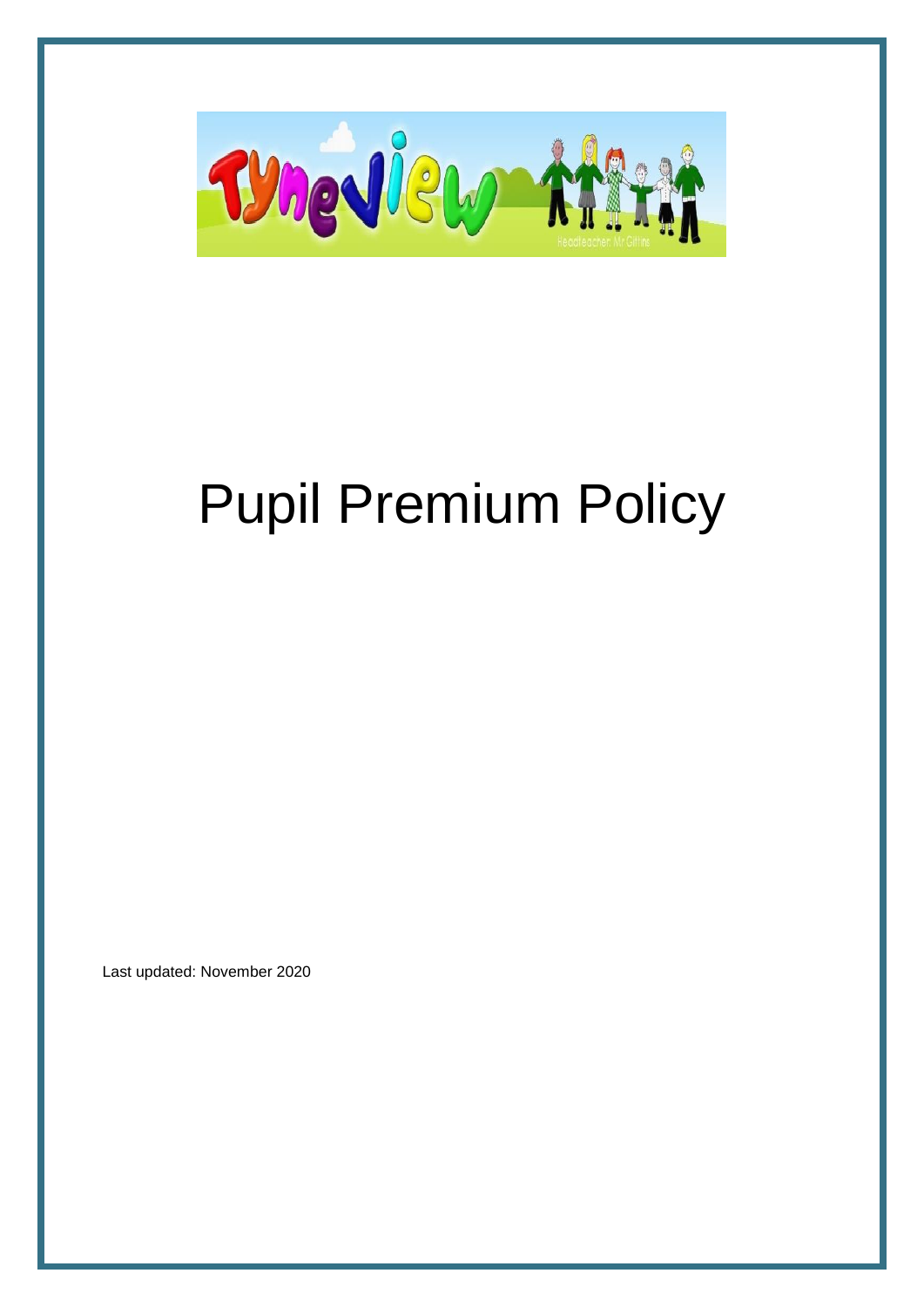# Pupil Premium Policy

Last updated: November 2020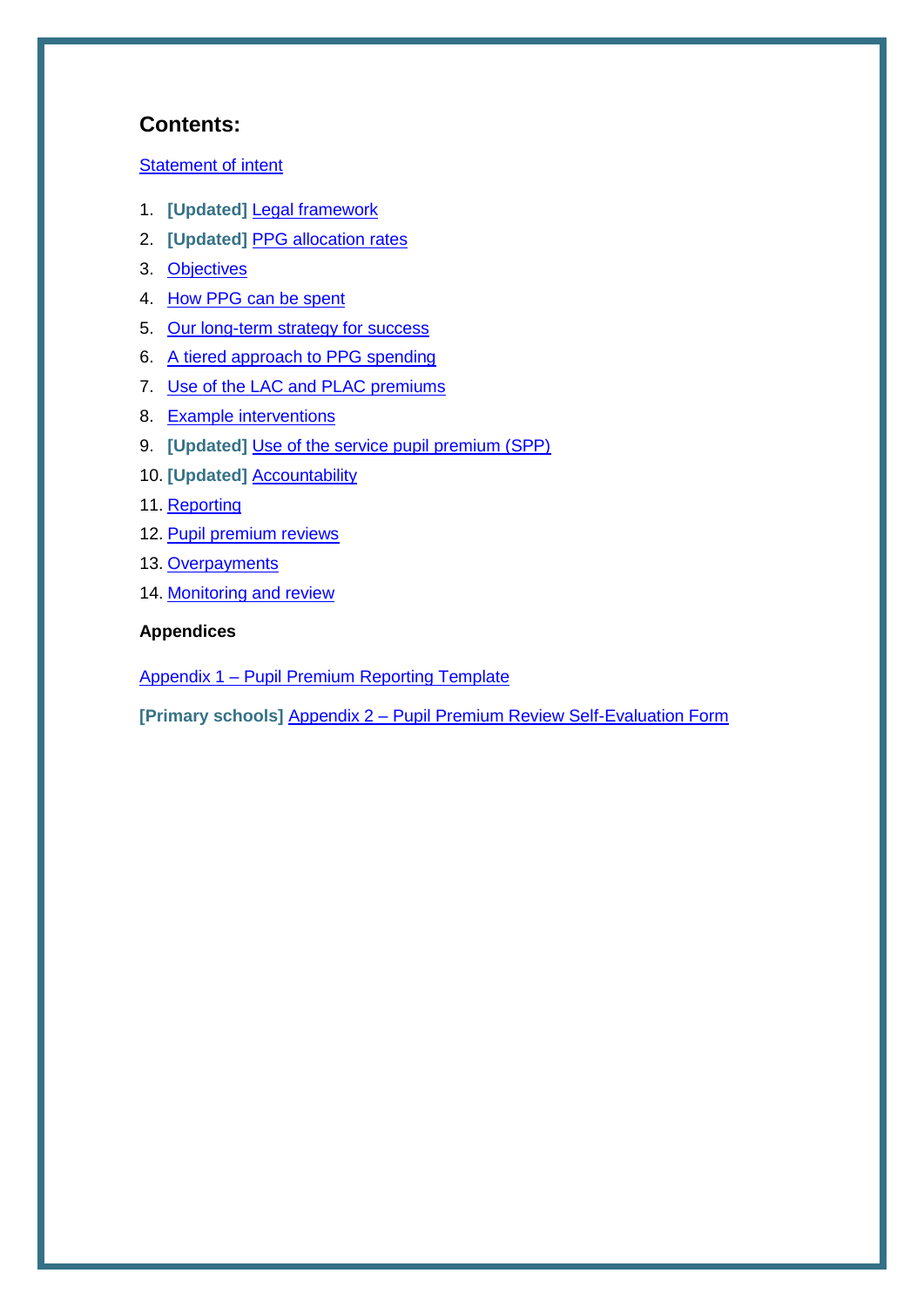## Contents:

Statement of intent

1. **[Updated]** Legal framework
2. **[Updated]** PPG allocation rates
3. Objectives
4. How PPG can be spent
5. Our long-term strategy for success
6. A tiered approach to PPG spending
7. Use of the LAC and PLAC premiums
8. Example interventions
9. **[Updated]** Use of the service pupil premium (SPP)
10. **[Updated]** Accountability
11. Reporting
12. Pupil premium reviews
13. Overpayments
14. Monitoring and review

**Appendices**

Appendix 1 – Pupil Premium Reporting Template

**[Primary schools]** Appendix 2 – Pupil Premium Review Self-Evaluation Form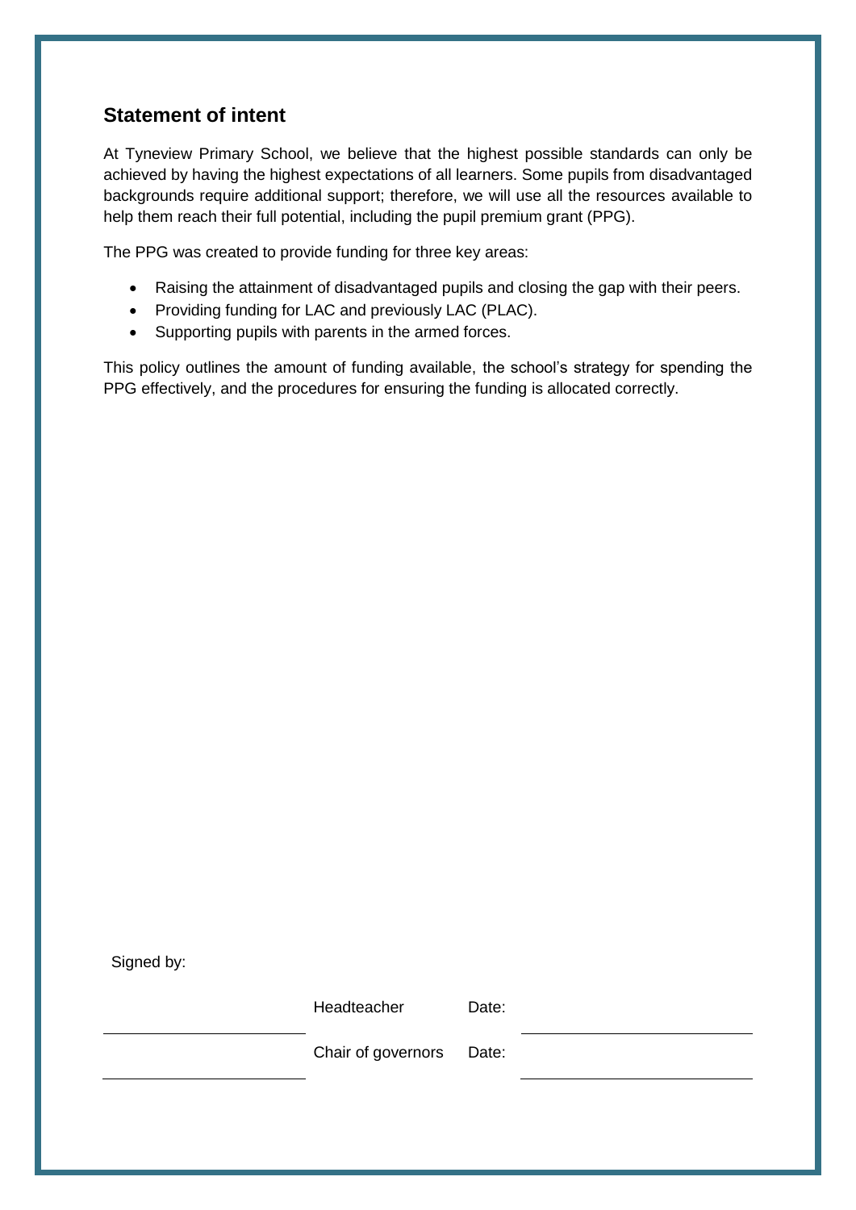## Statement of intent

At Tyneview Primary School, we believe that the highest possible standards can only be achieved by having the highest expectations of all learners. Some pupils from disadvantaged backgrounds require additional support; therefore, we will use all the resources available to help them reach their full potential, including the pupil premium grant (PPG).

The PPG was created to provide funding for three key areas:

- Raising the attainment of disadvantaged pupils and closing the gap with their peers.
- Providing funding for LAC and previously LAC (PLAC).
- Supporting pupils with parents in the armed forces.

This policy outlines the amount of funding available, the school's strategy for spending the PPG effectively, and the procedures for ensuring the funding is allocated correctly.

Signed by:

| | | | |
|---|---|---|---|
| ______________________ | Headteacher | Date: | ______________________ |
| ______________________ | Chair of governors | Date: | ______________________ |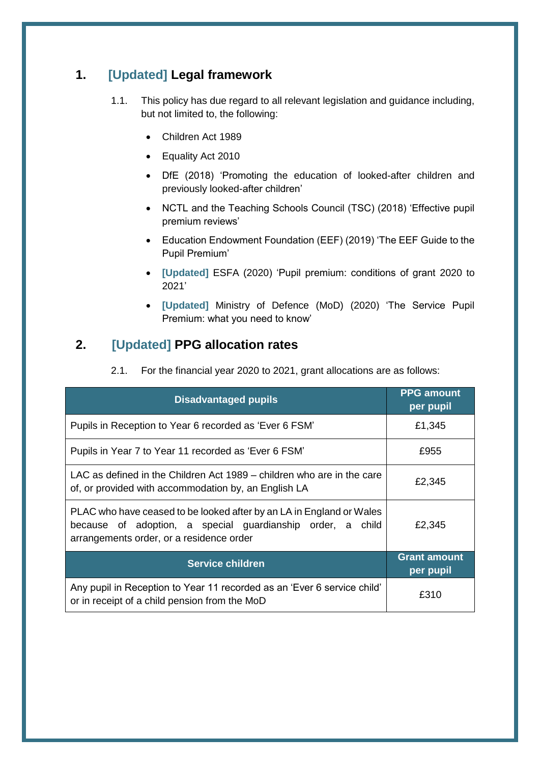## 1. [Updated] Legal framework

1.1. This policy has due regard to all relevant legislation and guidance including, but not limited to, the following:

- Children Act 1989
- Equality Act 2010
- DfE (2018) 'Promoting the education of looked-after children and previously looked-after children'
- NCTL and the Teaching Schools Council (TSC) (2018) 'Effective pupil premium reviews'
- Education Endowment Foundation (EEF) (2019) 'The EEF Guide to the Pupil Premium'
- [Updated] ESFA (2020) 'Pupil premium: conditions of grant 2020 to 2021'
- [Updated] Ministry of Defence (MoD) (2020) 'The Service Pupil Premium: what you need to know'

## 2. [Updated] PPG allocation rates

2.1. For the financial year 2020 to 2021, grant allocations are as follows:

| Disadvantaged pupils | PPG amount per pupil |
|---|---|
| Pupils in Reception to Year 6 recorded as 'Ever 6 FSM' | £1,345 |
| Pupils in Year 7 to Year 11 recorded as 'Ever 6 FSM' | £955 |
| LAC as defined in the Children Act 1989 – children who are in the care of, or provided with accommodation by, an English LA | £2,345 |
| PLAC who have ceased to be looked after by an LA in England or Wales because of adoption, a special guardianship order, a child arrangements order, or a residence order | £2,345 |
| **Service children** | **Grant amount per pupil** |
| Any pupil in Reception to Year 11 recorded as an 'Ever 6 service child' or in receipt of a child pension from the MoD | £310 |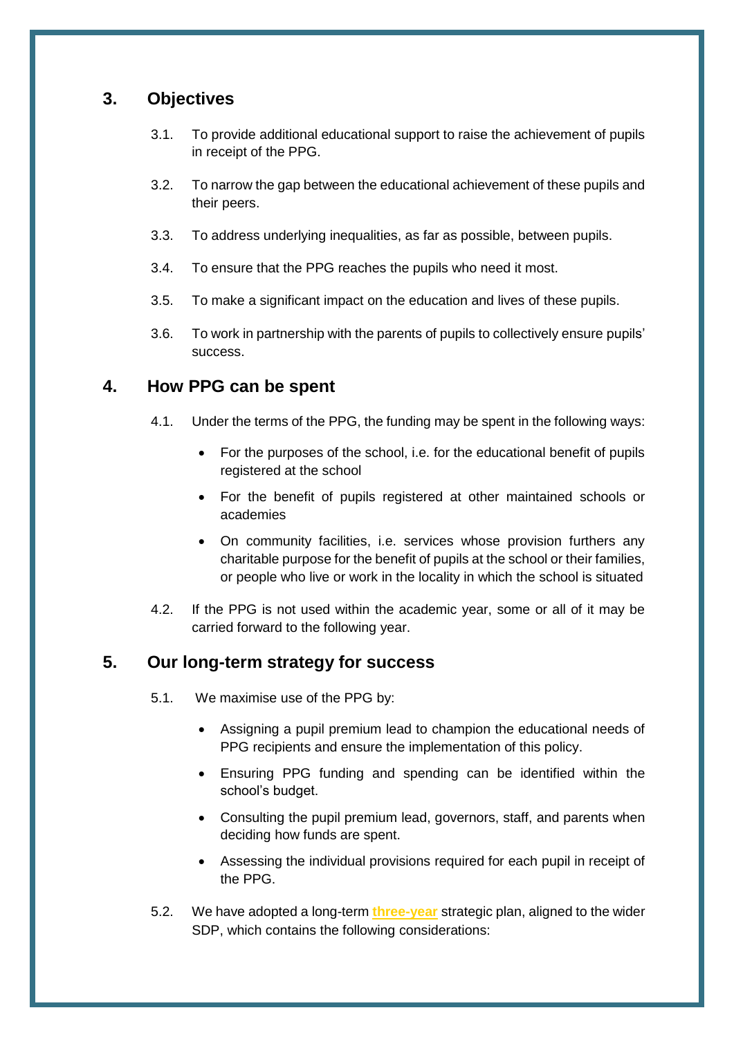## 3. Objectives

3.1. To provide additional educational support to raise the achievement of pupils in receipt of the PPG.

3.2. To narrow the gap between the educational achievement of these pupils and their peers.

3.3. To address underlying inequalities, as far as possible, between pupils.

3.4. To ensure that the PPG reaches the pupils who need it most.

3.5. To make a significant impact on the education and lives of these pupils.

3.6. To work in partnership with the parents of pupils to collectively ensure pupils' success.

## 4. How PPG can be spent

4.1. Under the terms of the PPG, the funding may be spent in the following ways:

- For the purposes of the school, i.e. for the educational benefit of pupils registered at the school
- For the benefit of pupils registered at other maintained schools or academies
- On community facilities, i.e. services whose provision furthers any charitable purpose for the benefit of pupils at the school or their families, or people who live or work in the locality in which the school is situated

4.2. If the PPG is not used within the academic year, some or all of it may be carried forward to the following year.

## 5. Our long-term strategy for success

5.1. We maximise use of the PPG by:

- Assigning a pupil premium lead to champion the educational needs of PPG recipients and ensure the implementation of this policy.
- Ensuring PPG funding and spending can be identified within the school's budget.
- Consulting the pupil premium lead, governors, staff, and parents when deciding how funds are spent.
- Assessing the individual provisions required for each pupil in receipt of the PPG.

5.2. We have adopted a long-term **three-year** strategic plan, aligned to the wider SDP, which contains the following considerations: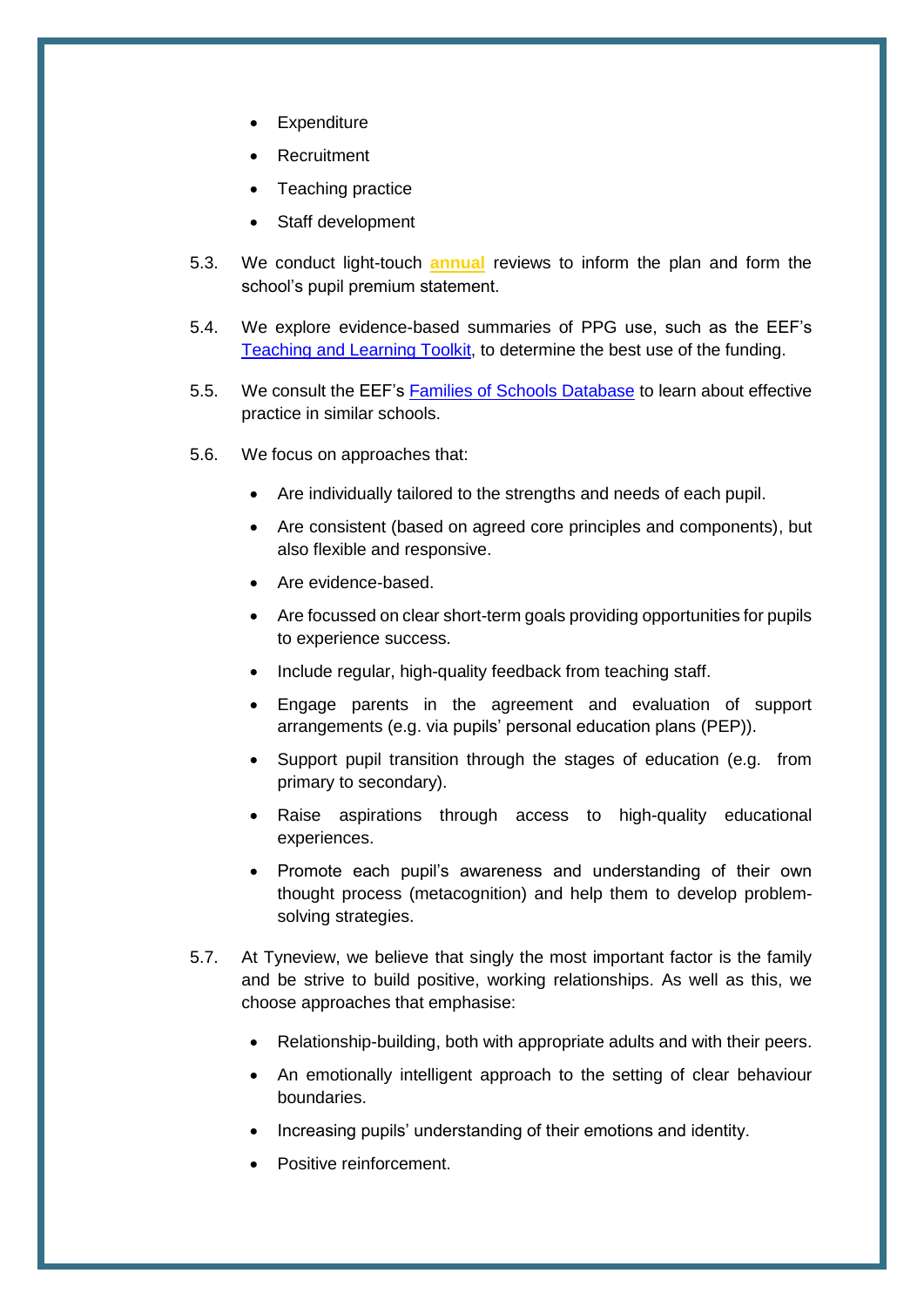- Expenditure
- Recruitment
- Teaching practice
- Staff development

5.3. We conduct light-touch **annual** reviews to inform the plan and form the school's pupil premium statement.

5.4. We explore evidence-based summaries of PPG use, such as the EEF's [Teaching and Learning Toolkit](), to determine the best use of the funding.

5.5. We consult the EEF's [Families of Schools Database]() to learn about effective practice in similar schools.

5.6. We focus on approaches that:

- Are individually tailored to the strengths and needs of each pupil.
- Are consistent (based on agreed core principles and components), but also flexible and responsive.
- Are evidence-based.
- Are focussed on clear short-term goals providing opportunities for pupils to experience success.
- Include regular, high-quality feedback from teaching staff.
- Engage parents in the agreement and evaluation of support arrangements (e.g. via pupils' personal education plans (PEP)).
- Support pupil transition through the stages of education (e.g. from primary to secondary).
- Raise aspirations through access to high-quality educational experiences.
- Promote each pupil's awareness and understanding of their own thought process (metacognition) and help them to develop problem-solving strategies.

5.7. At Tyneview, we believe that singly the most important factor is the family and be strive to build positive, working relationships. As well as this, we choose approaches that emphasise:

- Relationship-building, both with appropriate adults and with their peers.
- An emotionally intelligent approach to the setting of clear behaviour boundaries.
- Increasing pupils' understanding of their emotions and identity.
- Positive reinforcement.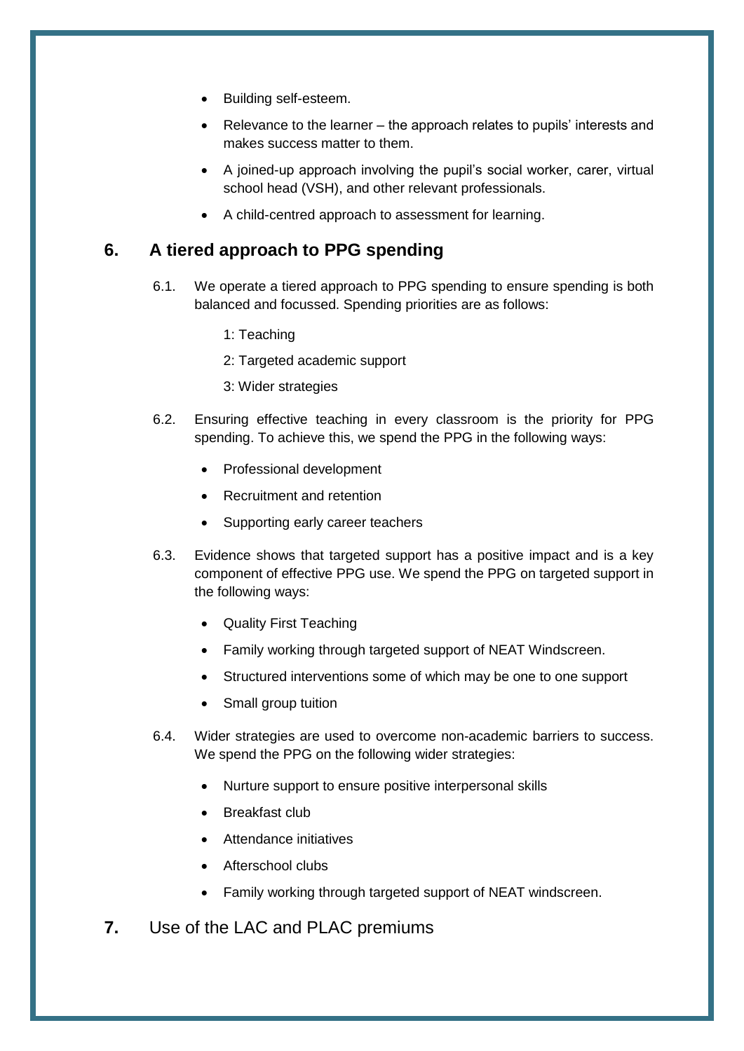- Building self-esteem.
- Relevance to the learner – the approach relates to pupils' interests and makes success matter to them.
- A joined-up approach involving the pupil's social worker, carer, virtual school head (VSH), and other relevant professionals.
- A child-centred approach to assessment for learning.

## 6. A tiered approach to PPG spending

6.1. We operate a tiered approach to PPG spending to ensure spending is both balanced and focussed. Spending priorities are as follows:

1: Teaching

2: Targeted academic support

3: Wider strategies

6.2. Ensuring effective teaching in every classroom is the priority for PPG spending. To achieve this, we spend the PPG in the following ways:

- Professional development
- Recruitment and retention
- Supporting early career teachers

6.3. Evidence shows that targeted support has a positive impact and is a key component of effective PPG use. We spend the PPG on targeted support in the following ways:

- Quality First Teaching
- Family working through targeted support of NEAT Windscreen.
- Structured interventions some of which may be one to one support
- Small group tuition

6.4. Wider strategies are used to overcome non-academic barriers to success. We spend the PPG on the following wider strategies:

- Nurture support to ensure positive interpersonal skills
- Breakfast club
- Attendance initiatives
- Afterschool clubs
- Family working through targeted support of NEAT windscreen.

## 7. Use of the LAC and PLAC premiums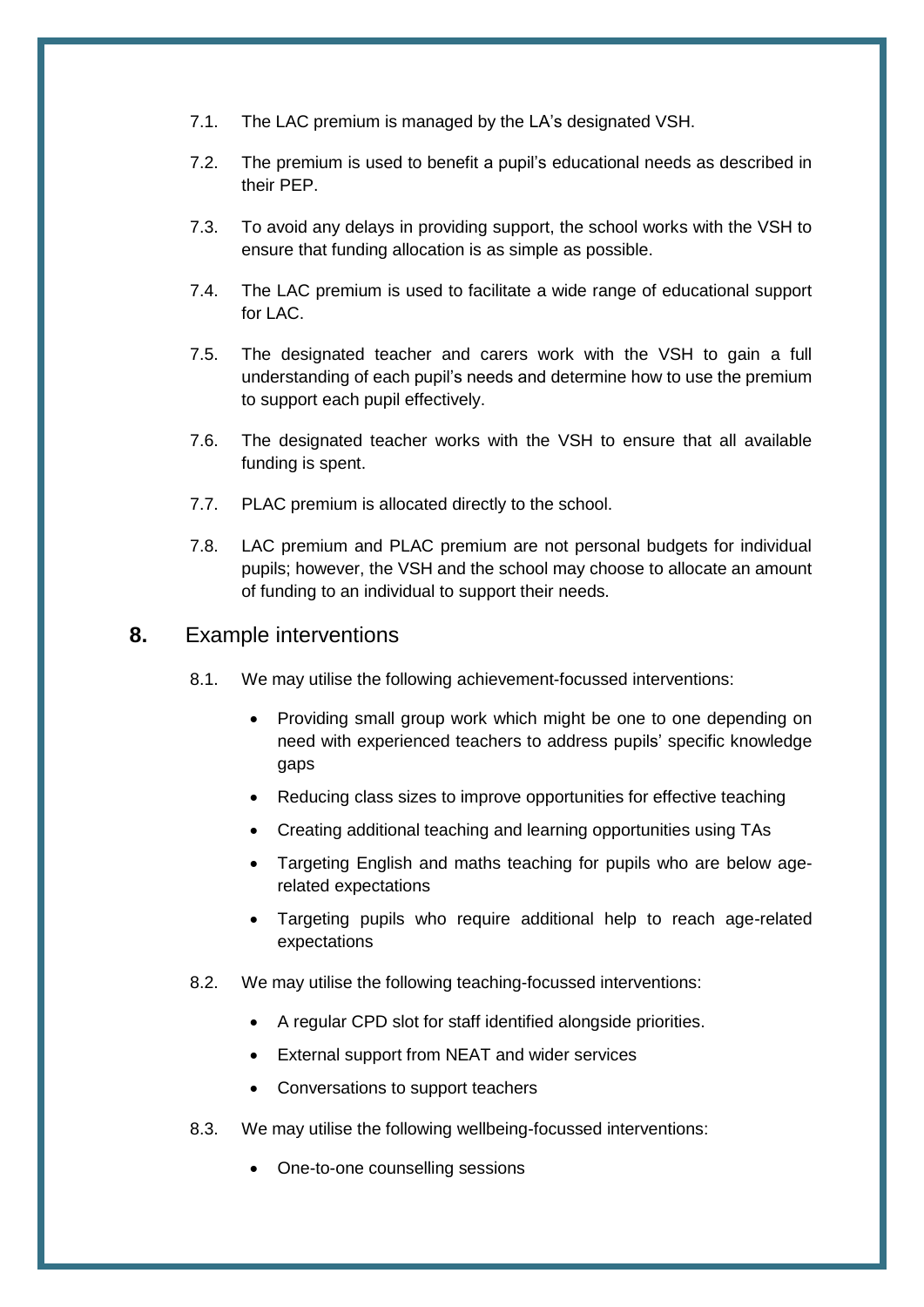7.1. The LAC premium is managed by the LA's designated VSH.

7.2. The premium is used to benefit a pupil's educational needs as described in their PEP.

7.3. To avoid any delays in providing support, the school works with the VSH to ensure that funding allocation is as simple as possible.

7.4. The LAC premium is used to facilitate a wide range of educational support for LAC.

7.5. The designated teacher and carers work with the VSH to gain a full understanding of each pupil's needs and determine how to use the premium to support each pupil effectively.

7.6. The designated teacher works with the VSH to ensure that all available funding is spent.

7.7. PLAC premium is allocated directly to the school.

7.8. LAC premium and PLAC premium are not personal budgets for individual pupils; however, the VSH and the school may choose to allocate an amount of funding to an individual to support their needs.

## 8. Example interventions

8.1. We may utilise the following achievement-focussed interventions:

- Providing small group work which might be one to one depending on need with experienced teachers to address pupils' specific knowledge gaps
- Reducing class sizes to improve opportunities for effective teaching
- Creating additional teaching and learning opportunities using TAs
- Targeting English and maths teaching for pupils who are below age-related expectations
- Targeting pupils who require additional help to reach age-related expectations

8.2. We may utilise the following teaching-focussed interventions:

- A regular CPD slot for staff identified alongside priorities.
- External support from NEAT and wider services
- Conversations to support teachers

8.3. We may utilise the following wellbeing-focussed interventions:

- One-to-one counselling sessions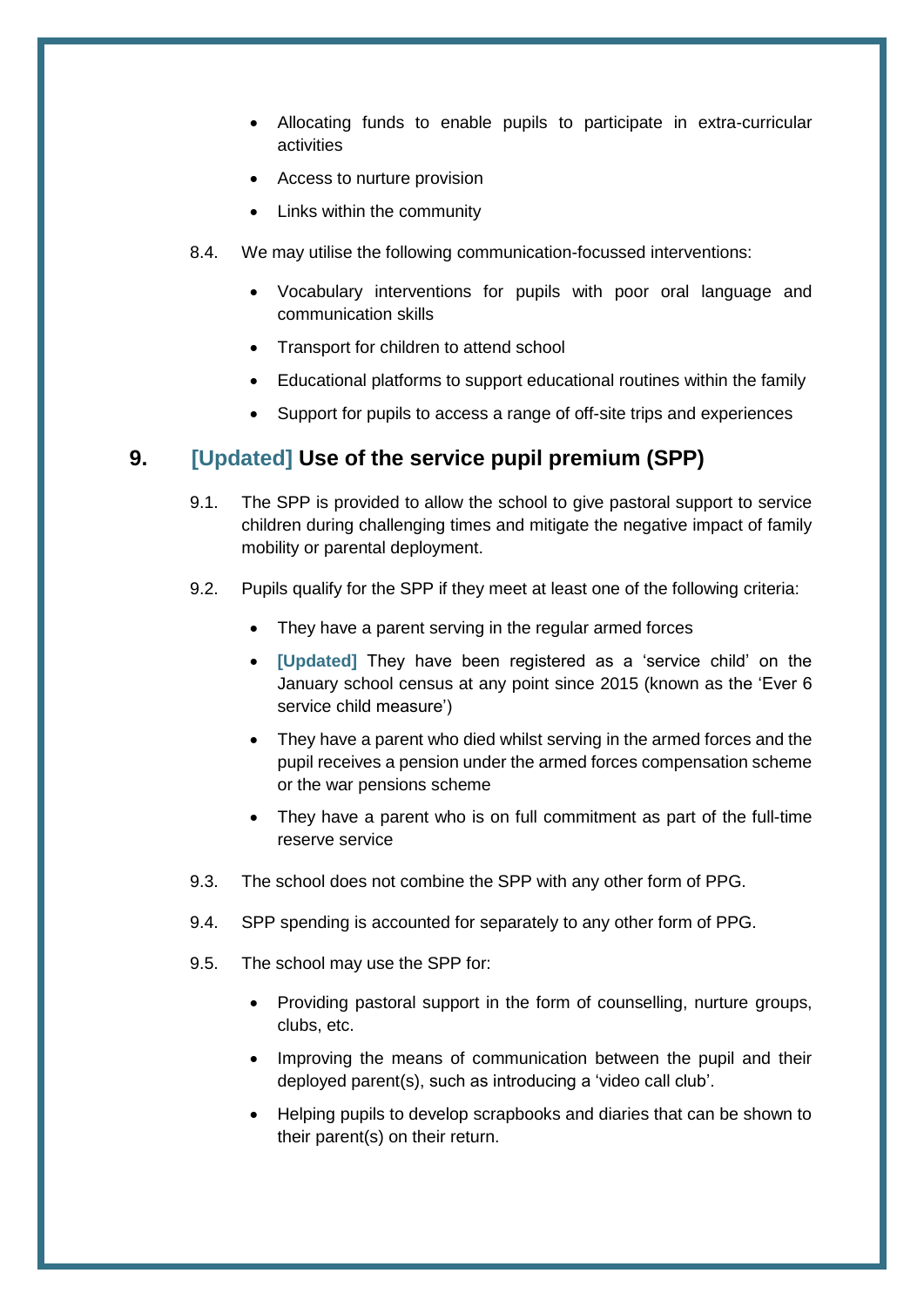- Allocating funds to enable pupils to participate in extra-curricular activities
- Access to nurture provision
- Links within the community

8.4. We may utilise the following communication-focussed interventions:

- Vocabulary interventions for pupils with poor oral language and communication skills
- Transport for children to attend school
- Educational platforms to support educational routines within the family
- Support for pupils to access a range of off-site trips and experiences

## 9. [Updated] Use of the service pupil premium (SPP)

9.1. The SPP is provided to allow the school to give pastoral support to service children during challenging times and mitigate the negative impact of family mobility or parental deployment.

9.2. Pupils qualify for the SPP if they meet at least one of the following criteria:

- They have a parent serving in the regular armed forces
- **[Updated]** They have been registered as a 'service child' on the January school census at any point since 2015 (known as the 'Ever 6 service child measure')
- They have a parent who died whilst serving in the armed forces and the pupil receives a pension under the armed forces compensation scheme or the war pensions scheme
- They have a parent who is on full commitment as part of the full-time reserve service

9.3. The school does not combine the SPP with any other form of PPG.

9.4. SPP spending is accounted for separately to any other form of PPG.

9.5. The school may use the SPP for:

- Providing pastoral support in the form of counselling, nurture groups, clubs, etc.
- Improving the means of communication between the pupil and their deployed parent(s), such as introducing a 'video call club'.
- Helping pupils to develop scrapbooks and diaries that can be shown to their parent(s) on their return.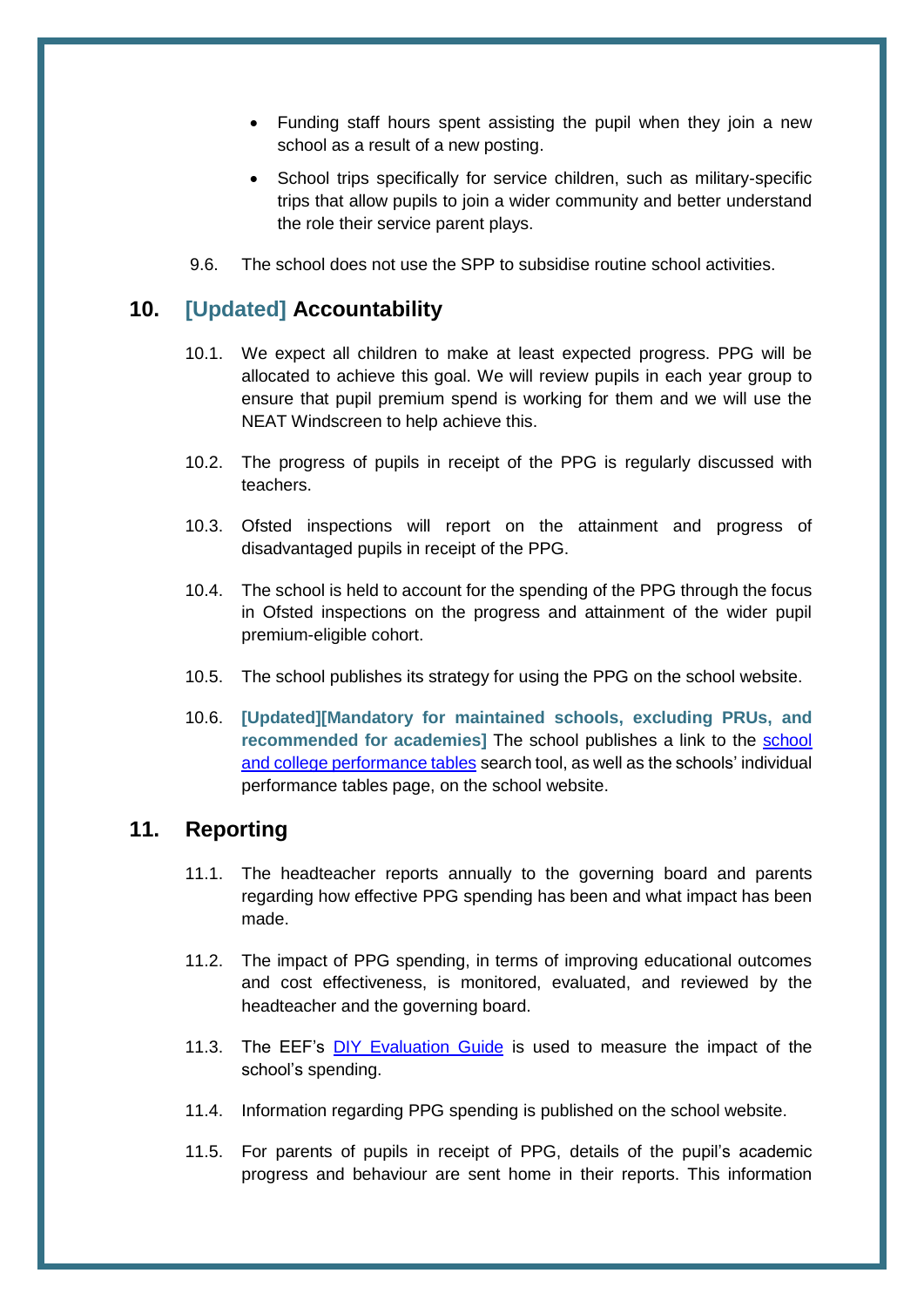- Funding staff hours spent assisting the pupil when they join a new school as a result of a new posting.
- School trips specifically for service children, such as military-specific trips that allow pupils to join a wider community and better understand the role their service parent plays.

9.6. The school does not use the SPP to subsidise routine school activities.

## 10. [Updated] Accountability

10.1. We expect all children to make at least expected progress. PPG will be allocated to achieve this goal. We will review pupils in each year group to ensure that pupil premium spend is working for them and we will use the NEAT Windscreen to help achieve this.

10.2. The progress of pupils in receipt of the PPG is regularly discussed with teachers.

10.3. Ofsted inspections will report on the attainment and progress of disadvantaged pupils in receipt of the PPG.

10.4. The school is held to account for the spending of the PPG through the focus in Ofsted inspections on the progress and attainment of the wider pupil premium-eligible cohort.

10.5. The school publishes its strategy for using the PPG on the school website.

10.6. **[Updated][Mandatory for maintained schools, excluding PRUs, and recommended for academies]** The school publishes a link to the school and college performance tables search tool, as well as the schools' individual performance tables page, on the school website.

## 11. Reporting

11.1. The headteacher reports annually to the governing board and parents regarding how effective PPG spending has been and what impact has been made.

11.2. The impact of PPG spending, in terms of improving educational outcomes and cost effectiveness, is monitored, evaluated, and reviewed by the headteacher and the governing board.

11.3. The EEF's DIY Evaluation Guide is used to measure the impact of the school's spending.

11.4. Information regarding PPG spending is published on the school website.

11.5. For parents of pupils in receipt of PPG, details of the pupil's academic progress and behaviour are sent home in their reports. This information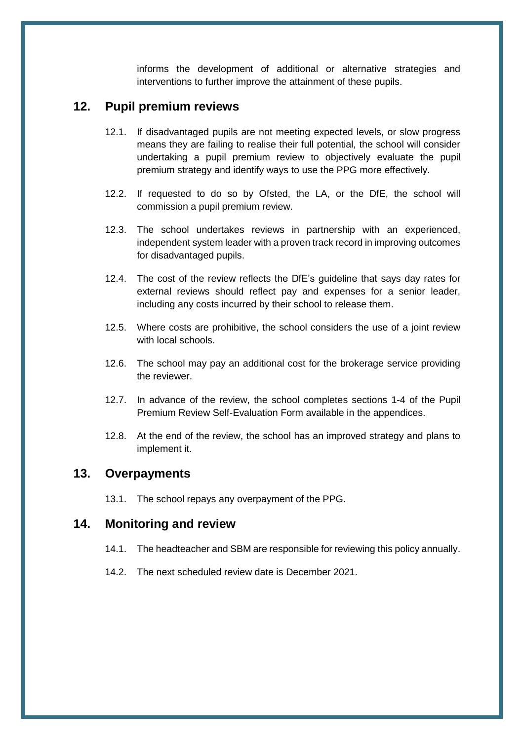informs the development of additional or alternative strategies and interventions to further improve the attainment of these pupils.

## 12. Pupil premium reviews

12.1. If disadvantaged pupils are not meeting expected levels, or slow progress means they are failing to realise their full potential, the school will consider undertaking a pupil premium review to objectively evaluate the pupil premium strategy and identify ways to use the PPG more effectively.

12.2. If requested to do so by Ofsted, the LA, or the DfE, the school will commission a pupil premium review.

12.3. The school undertakes reviews in partnership with an experienced, independent system leader with a proven track record in improving outcomes for disadvantaged pupils.

12.4. The cost of the review reflects the DfE's guideline that says day rates for external reviews should reflect pay and expenses for a senior leader, including any costs incurred by their school to release them.

12.5. Where costs are prohibitive, the school considers the use of a joint review with local schools.

12.6. The school may pay an additional cost for the brokerage service providing the reviewer.

12.7. In advance of the review, the school completes sections 1-4 of the Pupil Premium Review Self-Evaluation Form available in the appendices.

12.8. At the end of the review, the school has an improved strategy and plans to implement it.

## 13. Overpayments

13.1. The school repays any overpayment of the PPG.

## 14. Monitoring and review

14.1. The headteacher and SBM are responsible for reviewing this policy annually.

14.2. The next scheduled review date is December 2021.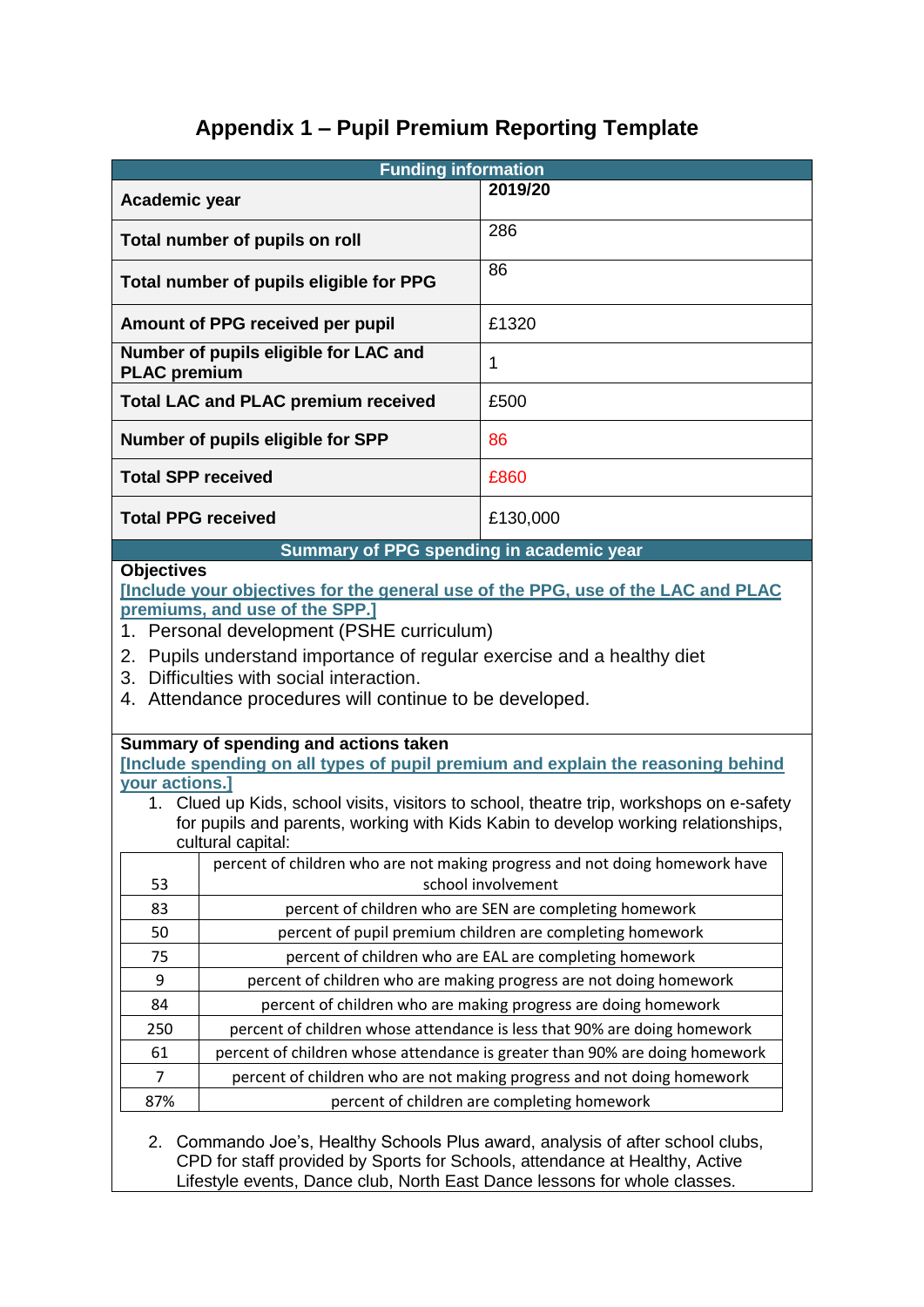# Appendix 1 – Pupil Premium Reporting Template

| Funding information | |
|---|---|
| **Academic year** | **2019/20** |
| **Total number of pupils on roll** | 286 |
| **Total number of pupils eligible for PPG** | 86 |
| **Amount of PPG received per pupil** | £1320 |
| **Number of pupils eligible for LAC and PLAC premium** | 1 |
| **Total LAC and PLAC premium received** | £500 |
| **Number of pupils eligible for SPP** | 86 |
| **Total SPP received** | £860 |
| **Total PPG received** | £130,000 |

## Summary of PPG spending in academic year

**Objectives**

**[Include your objectives for the general use of the PPG, use of the LAC and PLAC premiums, and use of the SPP.]**

1. Personal development (PSHE curriculum)
2. Pupils understand importance of regular exercise and a healthy diet
3. Difficulties with social interaction.
4. Attendance procedures will continue to be developed.

**Summary of spending and actions taken**

**[Include spending on all types of pupil premium and explain the reasoning behind your actions.]**

1. Clued up Kids, school visits, visitors to school, theatre trip, workshops on e-safety for pupils and parents, working with Kids Kabin to develop working relationships, cultural capital:

| | |
|---|---|
| 53 | percent of children who are not making progress and not doing homework have school involvement |
| 83 | percent of children who are SEN are completing homework |
| 50 | percent of pupil premium children are completing homework |
| 75 | percent of children who are EAL are completing homework |
| 9 | percent of children who are making progress are not doing homework |
| 84 | percent of children who are making progress are doing homework |
| 250 | percent of children whose attendance is less that 90% are doing homework |
| 61 | percent of children whose attendance is greater than 90% are doing homework |
| 7 | percent of children who are not making progress and not doing homework |
| 87% | percent of children are completing homework |

2. Commando Joe's, Healthy Schools Plus award, analysis of after school clubs, CPD for staff provided by Sports for Schools, attendance at Healthy, Active Lifestyle events, Dance club, North East Dance lessons for whole classes.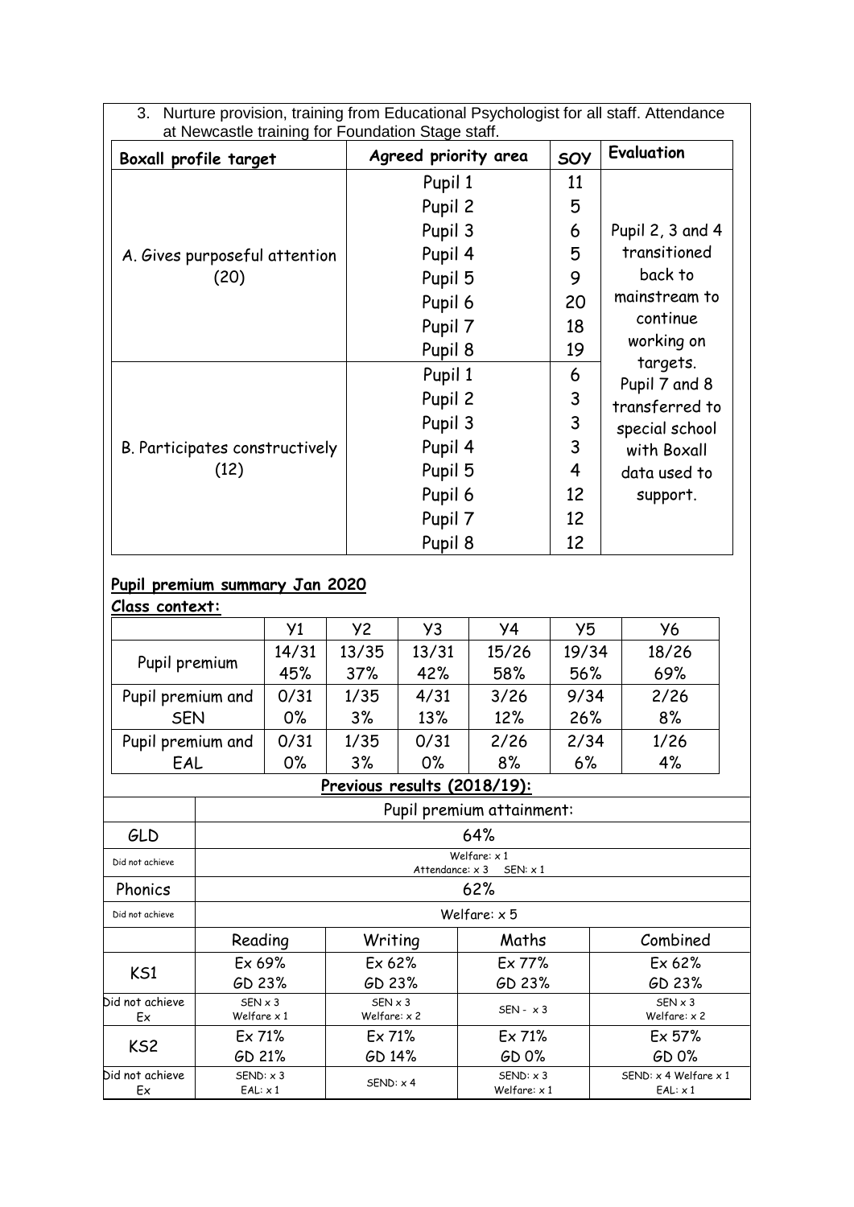3. Nurture provision, training from Educational Psychologist for all staff. Attendance at Newcastle training for Foundation Stage staff.

| Boxall profile target | Agreed priority area | SOY | Evaluation |
|---|---|---|---|
| A. Gives purposeful attention (20) | Pupil 1 | 11 | Pupil 2, 3 and 4 transitioned back to mainstream to continue working on targets. Pupil 7 and 8 transferred to special school with Boxall data used to support. |
| | Pupil 2 | 5 | |
| | Pupil 3 | 6 | |
| | Pupil 4 | 5 | |
| | Pupil 5 | 9 | |
| | Pupil 6 | 20 | |
| | Pupil 7 | 18 | |
| | Pupil 8 | 19 | |
| B. Participates constructively (12) | Pupil 1 | 6 | |
| | Pupil 2 | 3 | |
| | Pupil 3 | 3 | |
| | Pupil 4 | 3 | |
| | Pupil 5 | 4 | |
| | Pupil 6 | 12 | |
| | Pupil 7 | 12 | |
| | Pupil 8 | 12 | |

**Pupil premium summary Jan 2020**

**Class context:**

| | Y1 | Y2 | Y3 | Y4 | Y5 | Y6 |
|---|---|---|---|---|---|---|
| Pupil premium | 14/31 45% | 13/35 37% | 13/31 42% | 15/26 58% | 19/34 56% | 18/26 69% |
| Pupil premium and SEN | 0/31 0% | 1/35 3% | 4/31 13% | 3/26 12% | 9/34 26% | 2/26 8% |
| Pupil premium and EAL | 0/31 0% | 1/35 3% | 0/31 0% | 2/26 8% | 2/34 6% | 1/26 4% |

**Previous results (2018/19):**

| | Pupil premium attainment: | | | |
|---|---|---|---|---|
| GLD | 64% | | | |
| Did not achieve | Welfare: x 1 Attendance: x 3 SEN: x 1 | | | |
| Phonics | 62% | | | |
| Did not achieve | Welfare: x 5 | | | |
| | Reading | Writing | Maths | Combined |
| KS1 | Ex 69% GD 23% | Ex 62% GD 23% | Ex 77% GD 23% | Ex 62% GD 23% |
| Did not achieve Ex | SEN x 3 Welfare x 1 | SEN x 3 Welfare: x 2 | SEN - x 3 | SEN x 3 Welfare: x 2 |
| KS2 | Ex 71% GD 21% | Ex 71% GD 14% | Ex 71% GD 0% | Ex 57% GD 0% |
| Did not achieve Ex | SEND: x 3 EAL: x 1 | SEND: x 4 | SEND: x 3 Welfare: x 1 | SEND: x 4 Welfare x 1 EAL: x 1 |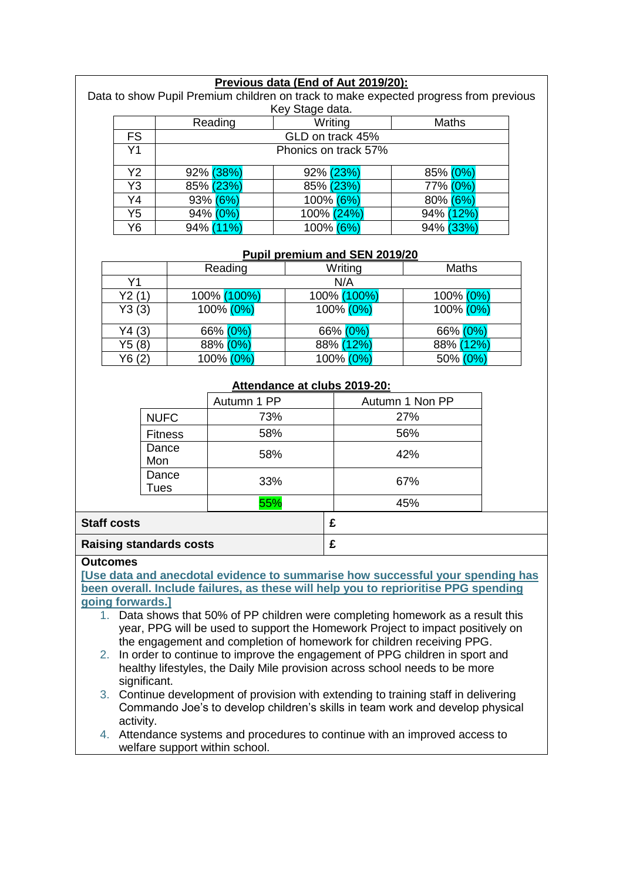**Previous data (End of Aut 2019/20):**

Data to show Pupil Premium children on track to make expected progress from previous Key Stage data.

| | Reading | Writing | Maths |
|---|---|---|---|
| FS | GLD on track 45% | | |
| Y1 | Phonics on track 57% | | |
| Y2 | 92% (38%) | 92% (23%) | 85% (0%) |
| Y3 | 85% (23%) | 85% (23%) | 77% (0%) |
| Y4 | 93% (6%) | 100% (6%) | 80% (6%) |
| Y5 | 94% (0%) | 100% (24%) | 94% (12%) |
| Y6 | 94% (11%) | 100% (6%) | 94% (33%) |

**Pupil premium and SEN 2019/20**

| | Reading | Writing | Maths |
|---|---|---|---|
| Y1 | N/A | | |
| Y2 (1) | 100% (100%) | 100% (100%) | 100% (0%) |
| Y3 (3) | 100% (0%) | 100% (0%) | 100% (0%) |
| Y4 (3) | 66% (0%) | 66% (0%) | 66% (0%) |
| Y5 (8) | 88% (0%) | 88% (12%) | 88% (12%) |
| Y6 (2) | 100% (0%) | 100% (0%) | 50% (0%) |

**Attendance at clubs 2019-20:**

| | Autumn 1 PP | Autumn 1 Non PP |
|---|---|---|
| NUFC | 73% | 27% |
| Fitness | 58% | 56% |
| Dance Mon | 58% | 42% |
| Dance Tues | 33% | 67% |
| | 55% | 45% |

| **Staff costs** | **£** |
|---|---|
| **Raising standards costs** | **£** |

**Outcomes**

[Use data and anecdotal evidence to summarise how successful your spending has been overall. Include failures, as these will help you to reprioritise PPG spending going forwards.]

1. Data shows that 50% of PP children were completing homework as a result this year, PPG will be used to support the Homework Project to impact positively on the engagement and completion of homework for children receiving PPG.
2. In order to continue to improve the engagement of PPG children in sport and healthy lifestyles, the Daily Mile provision across school needs to be more significant.
3. Continue development of provision with extending to training staff in delivering Commando Joe's to develop children's skills in team work and develop physical activity.
4. Attendance systems and procedures to continue with an improved access to welfare support within school.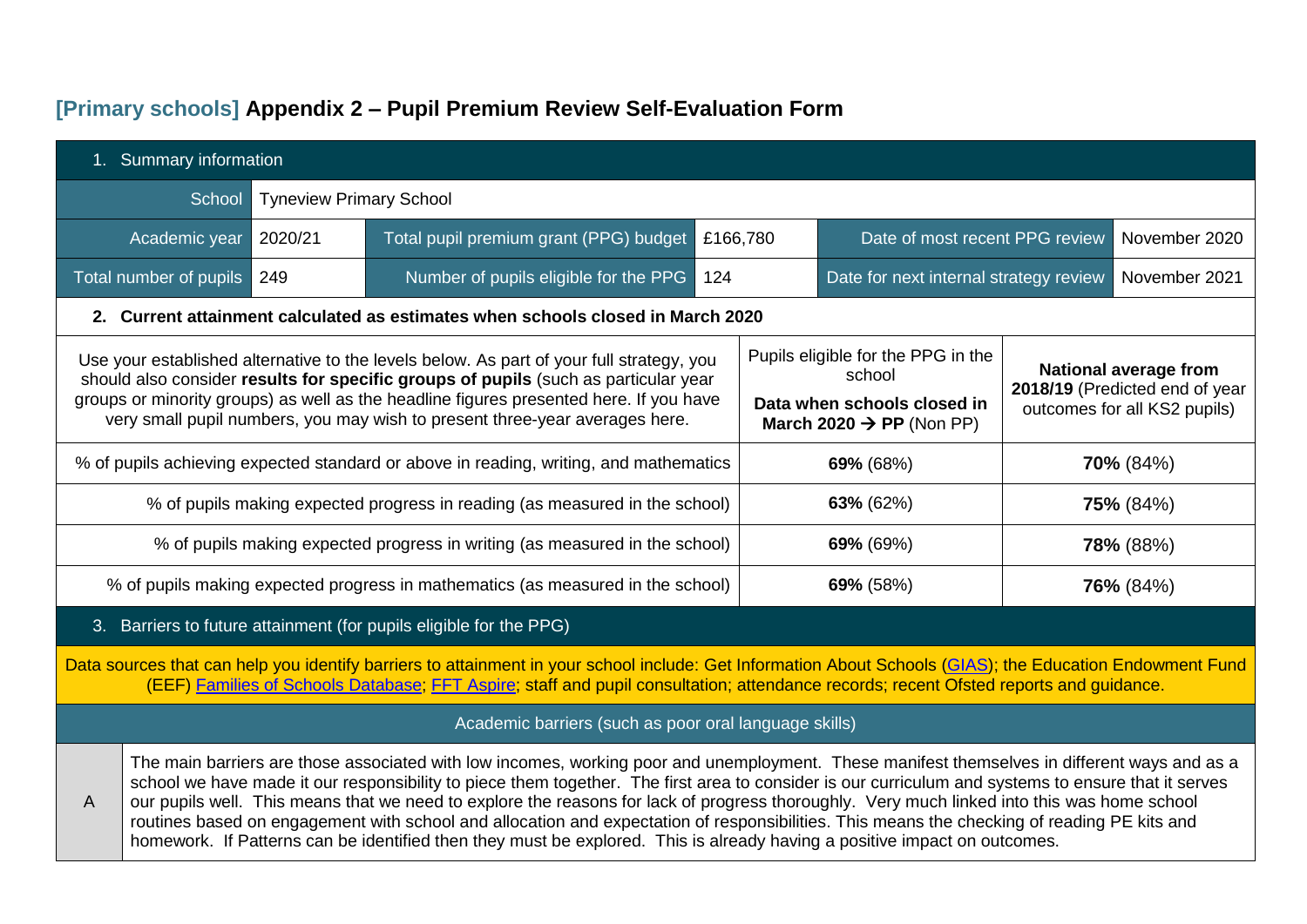## [Primary schools] Appendix 2 – Pupil Premium Review Self-Evaluation Form

| 1. Summary information | | | | | |
|---|---|---|---|---|---|
| School | Tyneview Primary School | | | | |
| Academic year | 2020/21 | Total pupil premium grant (PPG) budget | £166,780 | Date of most recent PPG review | November 2020 |
| Total number of pupils | 249 | Number of pupils eligible for the PPG | 124 | Date for next internal strategy review | November 2021 |

| 2. Current attainment calculated as estimates when schools closed in March 2020 | | |
|---|---|---|
| Use your established alternative to the levels below. As part of your full strategy, you should also consider **results for specific groups of pupils** (such as particular year groups or minority groups) as well as the headline figures presented here. If you have very small pupil numbers, you may wish to present three-year averages here. | Pupils eligible for the PPG in the school<br>**Data when schools closed in March 2020 → PP** (Non PP) | **National average from 2018/19** (Predicted end of year outcomes for all KS2 pupils) |
| % of pupils achieving expected standard or above in reading, writing, and mathematics | **69%** (68%) | **70%** (84%) |
| % of pupils making expected progress in reading (as measured in the school) | **63%** (62%) | **75%** (84%) |
| % of pupils making expected progress in writing (as measured in the school) | **69%** (69%) | **78%** (88%) |
| % of pupils making expected progress in mathematics (as measured in the school) | **69%** (58%) | **76%** (84%) |

| 3. Barriers to future attainment (for pupils eligible for the PPG) | |
|---|---|
| Data sources that can help you identify barriers to attainment in your school include: Get Information About Schools (GIAS); the Education Endowment Fund (EEF) Families of Schools Database; FFT Aspire; staff and pupil consultation; attendance records; recent Ofsted reports and guidance. | |
| Academic barriers (such as poor oral language skills) | |
| A | The main barriers are those associated with low incomes, working poor and unemployment. These manifest themselves in different ways and as a school we have made it our responsibility to piece them together. The first area to consider is our curriculum and systems to ensure that it serves our pupils well. This means that we need to explore the reasons for lack of progress thoroughly. Very much linked into this was home school routines based on engagement with school and allocation and expectation of responsibilities. This means the checking of reading PE kits and homework. If Patterns can be identified then they must be explored. This is already having a positive impact on outcomes. |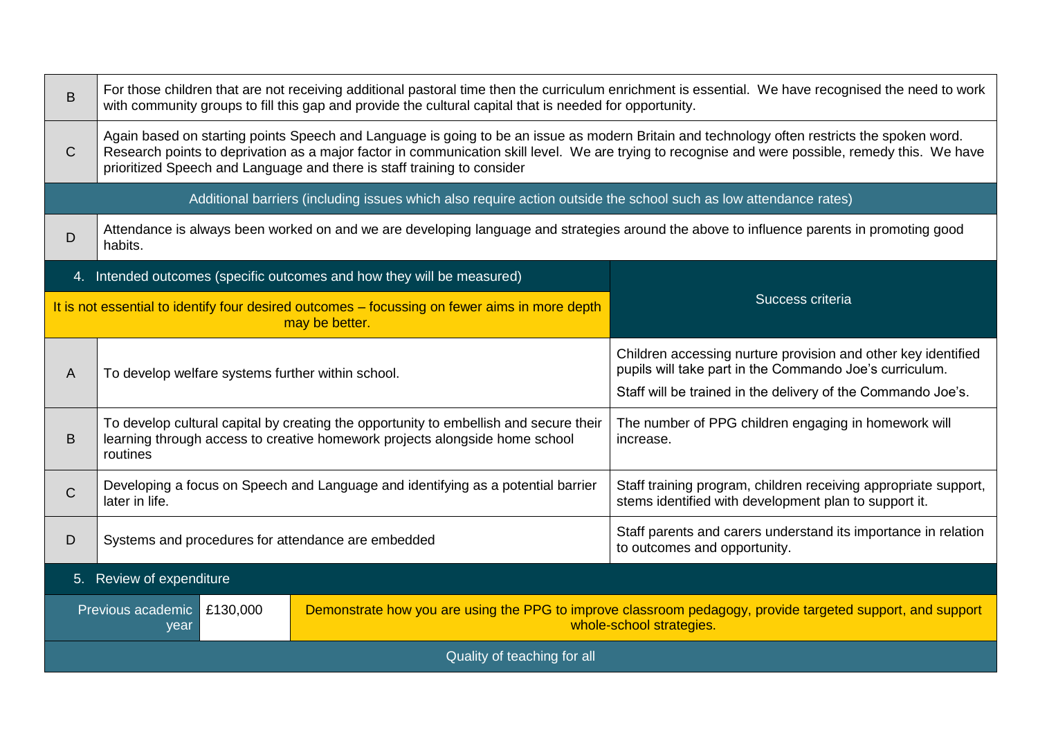| | |
|---|---|
| B | For those children that are not receiving additional pastoral time then the curriculum enrichment is essential. We have recognised the need to work with community groups to fill this gap and provide the cultural capital that is needed for opportunity. |
| C | Again based on starting points Speech and Language is going to be an issue as modern Britain and technology often restricts the spoken word. Research points to deprivation as a major factor in communication skill level. We are trying to recognise and were possible, remedy this. We have prioritized Speech and Language and there is staff training to consider |
| **Additional barriers (including issues which also require action outside the school such as low attendance rates)** | |
| D | Attendance is always been worked on and we are developing language and strategies around the above to influence parents in promoting good habits. |

| 4. Intended outcomes (specific outcomes and how they will be measured) | | Success criteria |
|---|---|---|
| It is not essential to identify four desired outcomes – focussing on fewer aims in more depth may be better. | | |
| A | To develop welfare systems further within school. | Children accessing nurture provision and other key identified pupils will take part in the Commando Joe's curriculum.<br><br>Staff will be trained in the delivery of the Commando Joe's. |
| B | To develop cultural capital by creating the opportunity to embellish and secure their learning through access to creative homework projects alongside home school routines | The number of PPG children engaging in homework will increase. |
| C | Developing a focus on Speech and Language and identifying as a potential barrier later in life. | Staff training program, children receiving appropriate support, stems identified with development plan to support it. |
| D | Systems and procedures for attendance are embedded | Staff parents and carers understand its importance in relation to outcomes and opportunity. |

## 5. Review of expenditure

| Previous academic year | £130,000 | Demonstrate how you are using the PPG to improve classroom pedagogy, provide targeted support, and support whole-school strategies. |
|---|---|---|
| **Quality of teaching for all** | | |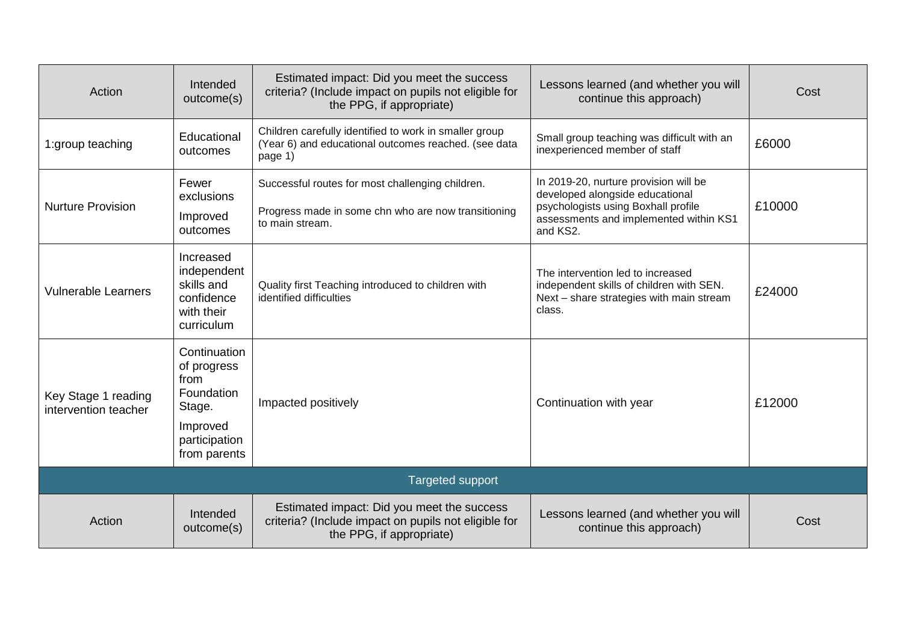| Action | Intended outcome(s) | Estimated impact: Did you meet the success criteria? (Include impact on pupils not eligible for the PPG, if appropriate) | Lessons learned (and whether you will continue this approach) | Cost |
|---|---|---|---|---|
| 1:group teaching | Educational outcomes | Children carefully identified to work in smaller group (Year 6) and educational outcomes reached. (see data page 1) | Small group teaching was difficult with an inexperienced member of staff | £6000 |
| Nurture Provision | Fewer exclusions<br>Improved outcomes | Successful routes for most challenging children.<br>Progress made in some chn who are now transitioning to main stream. | In 2019-20, nurture provision will be developed alongside educational psychologists using Boxhall profile assessments and implemented within KS1 and KS2. | £10000 |
| Vulnerable Learners | Increased independent skills and confidence with their curriculum | Quality first Teaching introduced to children with identified difficulties | The intervention led to increased independent skills of children with SEN. Next – share strategies with main stream class. | £24000 |
| Key Stage 1 reading intervention teacher | Continuation of progress from Foundation Stage.<br>Improved participation from parents | Impacted positively | Continuation with year | £12000 |
| **Targeted support** | | | | |
| Action | Intended outcome(s) | Estimated impact: Did you meet the success criteria? (Include impact on pupils not eligible for the PPG, if appropriate) | Lessons learned (and whether you will continue this approach) | Cost |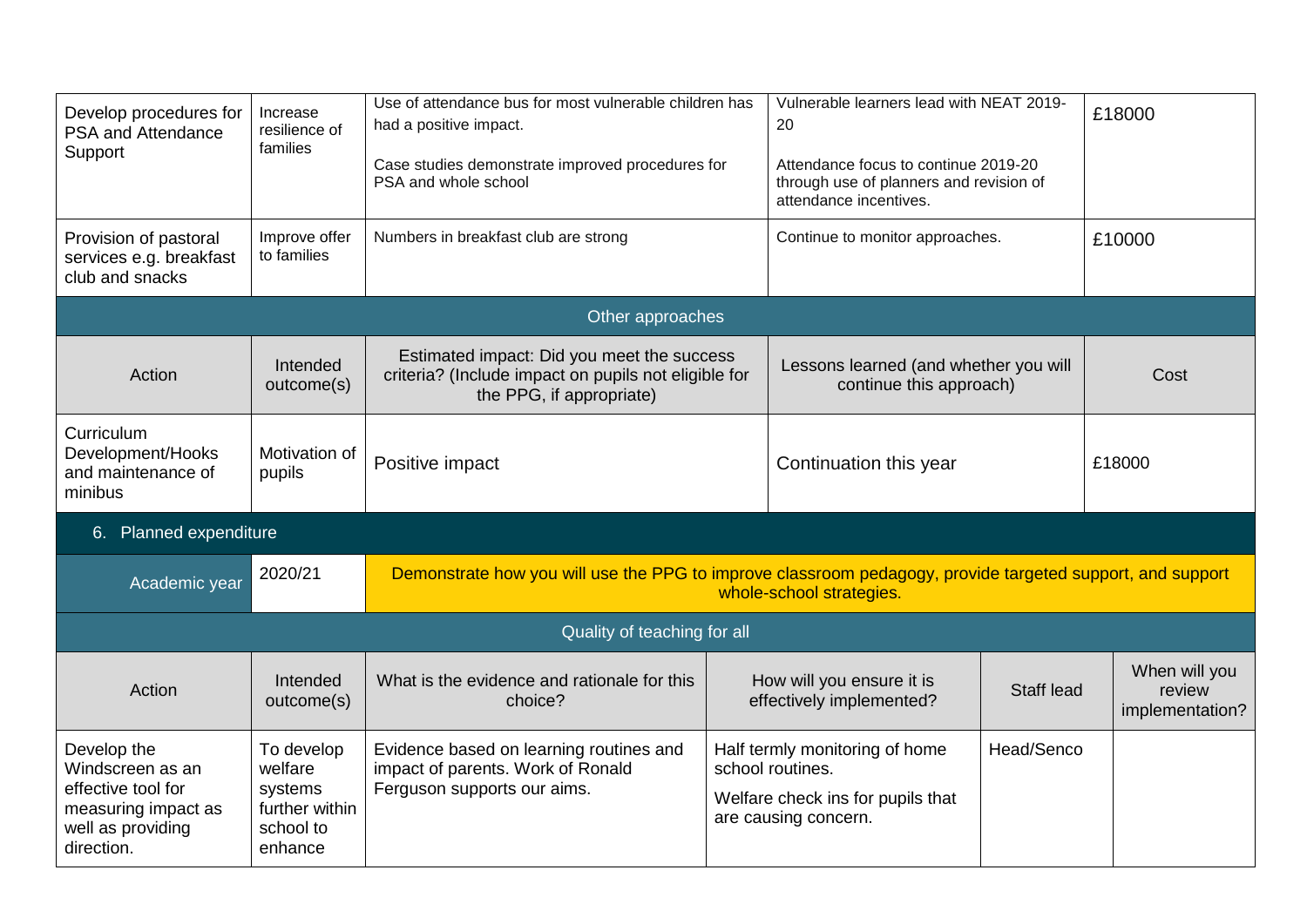| Develop procedures for PSA and Attendance Support | Increase resilience of families | Use of attendance bus for most vulnerable children has had a positive impact.<br><br>Case studies demonstrate improved procedures for PSA and whole school | Vulnerable learners lead with NEAT 2019-20<br><br>Attendance focus to continue 2019-20 through use of planners and revision of attendance incentives. | £18000 |
|---|---|---|---|---|
| Provision of pastoral services e.g. breakfast club and snacks | Improve offer to families | Numbers in breakfast club are strong | Continue to monitor approaches. | £10000 |

**Other approaches**

| Action | Intended outcome(s) | Estimated impact: Did you meet the success criteria? (Include impact on pupils not eligible for the PPG, if appropriate) | Lessons learned (and whether you will continue this approach) | Cost |
|---|---|---|---|---|
| Curriculum Development/Hooks and maintenance of minibus | Motivation of pupils | Positive impact | Continuation this year | £18000 |

## 6. Planned expenditure

| Academic year | 2020/21 | Demonstrate how you will use the PPG to improve classroom pedagogy, provide targeted support, and support whole-school strategies. |
|---|---|---|

**Quality of teaching for all**

| Action | Intended outcome(s) | What is the evidence and rationale for this choice? | How will you ensure it is effectively implemented? | Staff lead | When will you review implementation? |
|---|---|---|---|---|---|
| Develop the Windscreen as an effective tool for measuring impact as well as providing direction. | To develop welfare systems further within school to enhance | Evidence based on learning routines and impact of parents. Work of Ronald Ferguson supports our aims. | Half termly monitoring of home school routines.<br><br>Welfare check ins for pupils that are causing concern. | Head/Senco | |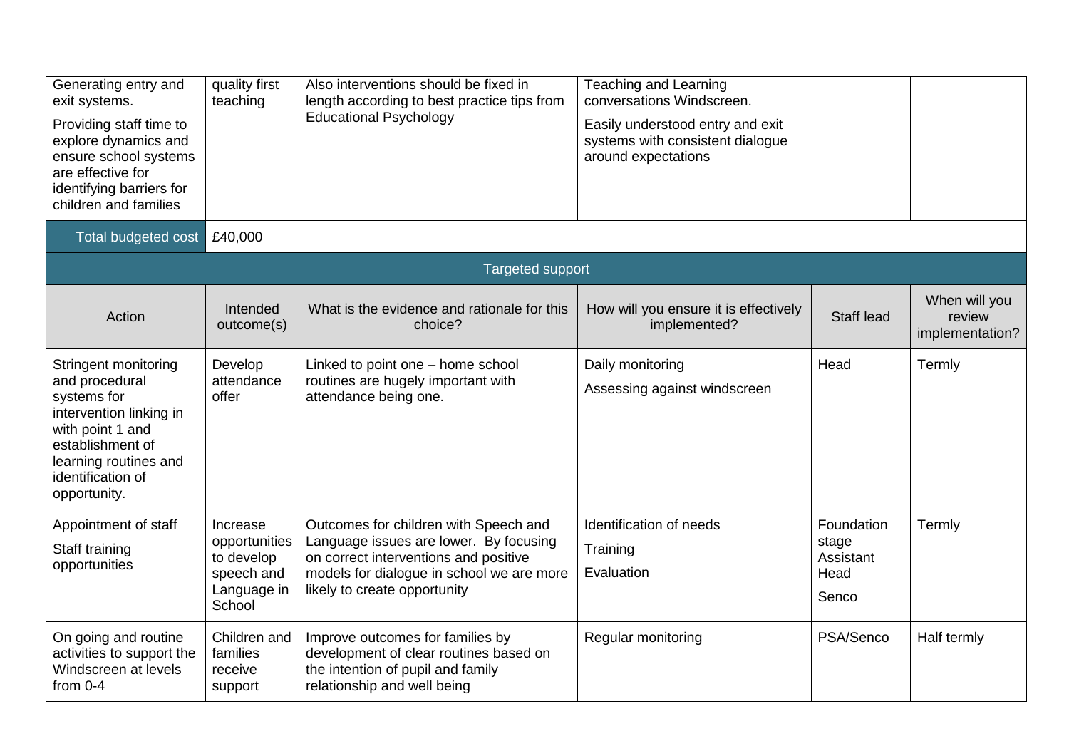| | | | | | |
|---|---|---|---|---|---|
| Generating entry and exit systems. Providing staff time to explore dynamics and ensure school systems are effective for identifying barriers for children and families | quality first teaching | Also interventions should be fixed in length according to best practice tips from Educational Psychology | Teaching and Learning conversations Windscreen. Easily understood entry and exit systems with consistent dialogue around expectations | | |
| Total budgeted cost | £40,000 | | | | |

## Targeted support

| Action | Intended outcome(s) | What is the evidence and rationale for this choice? | How will you ensure it is effectively implemented? | Staff lead | When will you review implementation? |
|---|---|---|---|---|---|
| Stringent monitoring and procedural systems for intervention linking in with point 1 and establishment of learning routines and identification of opportunity. | Develop attendance offer | Linked to point one – home school routines are hugely important with attendance being one. | Daily monitoring<br>Assessing against windscreen | Head | Termly |
| Appointment of staff<br>Staff training opportunities | Increase opportunities to develop speech and Language in School | Outcomes for children with Speech and Language issues are lower. By focusing on correct interventions and positive models for dialogue in school we are more likely to create opportunity | Identification of needs<br>Training<br>Evaluation | Foundation stage Assistant Head<br>Senco | Termly |
| On going and routine activities to support the Windscreen at levels from 0-4 | Children and families receive support | Improve outcomes for families by development of clear routines based on the intention of pupil and family relationship and well being | Regular monitoring | PSA/Senco | Half termly |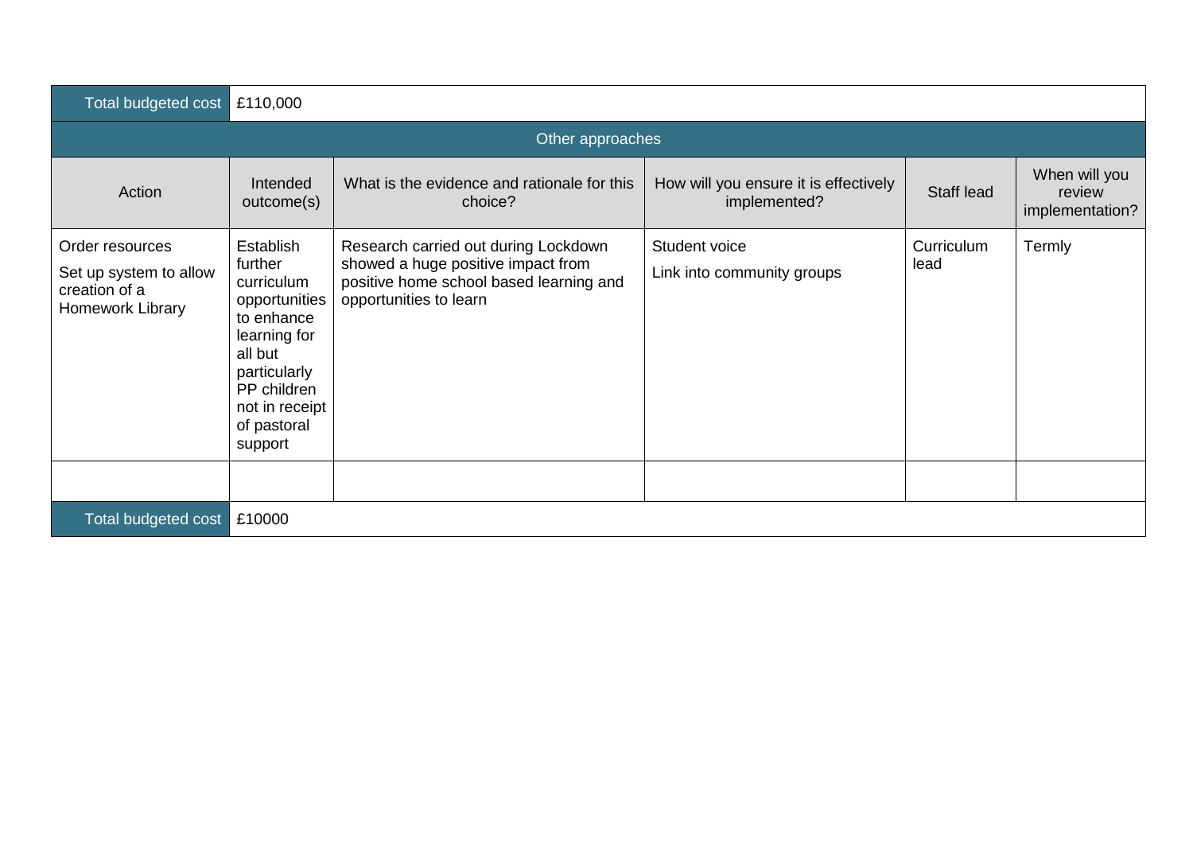| Total budgeted cost | £110,000 | | | | |
|---|---|---|---|---|---|

| Other approaches | | | | | |
|---|---|---|---|---|---|
| Action | Intended outcome(s) | What is the evidence and rationale for this choice? | How will you ensure it is effectively implemented? | Staff lead | When will you review implementation? |
| Order resources<br>Set up system to allow creation of a Homework Library | Establish further curriculum opportunities to enhance learning for all but particularly PP children not in receipt of pastoral support | Research carried out during Lockdown showed a huge positive impact from positive home school based learning and opportunities to learn | Student voice<br>Link into community groups | Curriculum lead | Termly |
| | | | | | |
| Total budgeted cost | £10000 | | | | |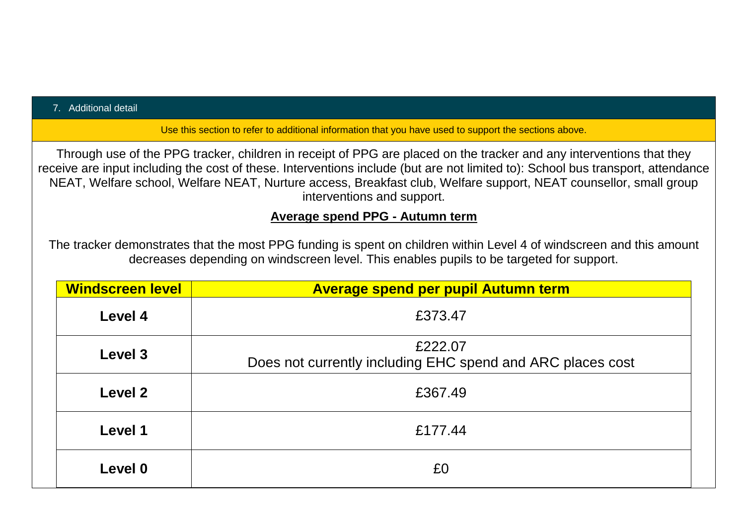## 7. Additional detail

Use this section to refer to additional information that you have used to support the sections above.

Through use of the PPG tracker, children in receipt of PPG are placed on the tracker and any interventions that they receive are input including the cost of these. Interventions include (but are not limited to): School bus transport, attendance NEAT, Welfare school, Welfare NEAT, Nurture access, Breakfast club, Welfare support, NEAT counsellor, small group interventions and support.

**Average spend PPG - Autumn term**

The tracker demonstrates that the most PPG funding is spent on children within Level 4 of windscreen and this amount decreases depending on windscreen level. This enables pupils to be targeted for support.

| Windscreen level | Average spend per pupil Autumn term |
| --- | --- |
| **Level 4** | £373.47 |
| **Level 3** | £222.07<br>Does not currently including EHC spend and ARC places cost |
| **Level 2** | £367.49 |
| **Level 1** | £177.44 |
| **Level 0** | £0 |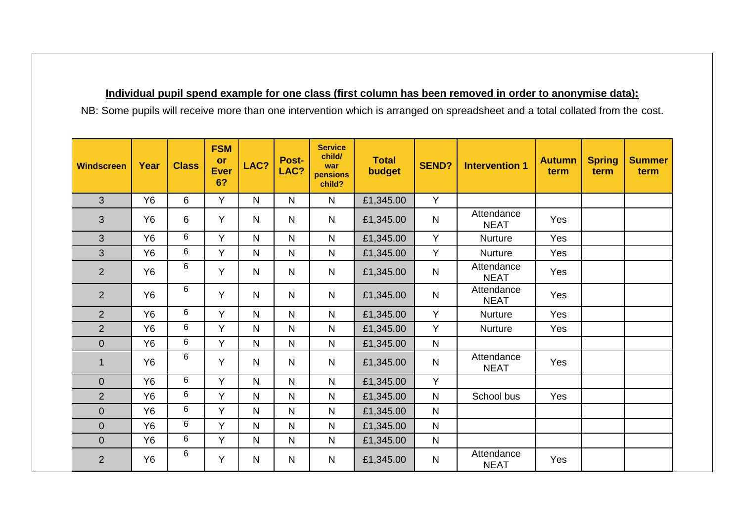**Individual pupil spend example for one class (first column has been removed in order to anonymise data):**

NB: Some pupils will receive more than one intervention which is arranged on spreadsheet and a total collated from the cost.

| Windscreen | Year | Class | FSM or Ever 6? | LAC? | Post-LAC? | Service child/ war pensions child? | Total budget | SEND? | Intervention 1 | Autumn term | Spring term | Summer term |
|---|---|---|---|---|---|---|---|---|---|---|---|---|
| 3 | Y6 | 6 | Y | N | N | N | £1,345.00 | Y | | | | |
| 3 | Y6 | 6 | Y | N | N | N | £1,345.00 | N | Attendance NEAT | Yes | | |
| 3 | Y6 | 6 | Y | N | N | N | £1,345.00 | Y | Nurture | Yes | | |
| 3 | Y6 | 6 | Y | N | N | N | £1,345.00 | Y | Nurture | Yes | | |
| 2 | Y6 | 6 | Y | N | N | N | £1,345.00 | N | Attendance NEAT | Yes | | |
| 2 | Y6 | 6 | Y | N | N | N | £1,345.00 | N | Attendance NEAT | Yes | | |
| 2 | Y6 | 6 | Y | N | N | N | £1,345.00 | Y | Nurture | Yes | | |
| 2 | Y6 | 6 | Y | N | N | N | £1,345.00 | Y | Nurture | Yes | | |
| 0 | Y6 | 6 | Y | N | N | N | £1,345.00 | N | | | | |
| 1 | Y6 | 6 | Y | N | N | N | £1,345.00 | N | Attendance NEAT | Yes | | |
| 0 | Y6 | 6 | Y | N | N | N | £1,345.00 | Y | | | | |
| 2 | Y6 | 6 | Y | N | N | N | £1,345.00 | N | School bus | Yes | | |
| 0 | Y6 | 6 | Y | N | N | N | £1,345.00 | N | | | | |
| 0 | Y6 | 6 | Y | N | N | N | £1,345.00 | N | | | | |
| 0 | Y6 | 6 | Y | N | N | N | £1,345.00 | N | | | | |
| 2 | Y6 | 6 | Y | N | N | N | £1,345.00 | N | Attendance NEAT | Yes | | |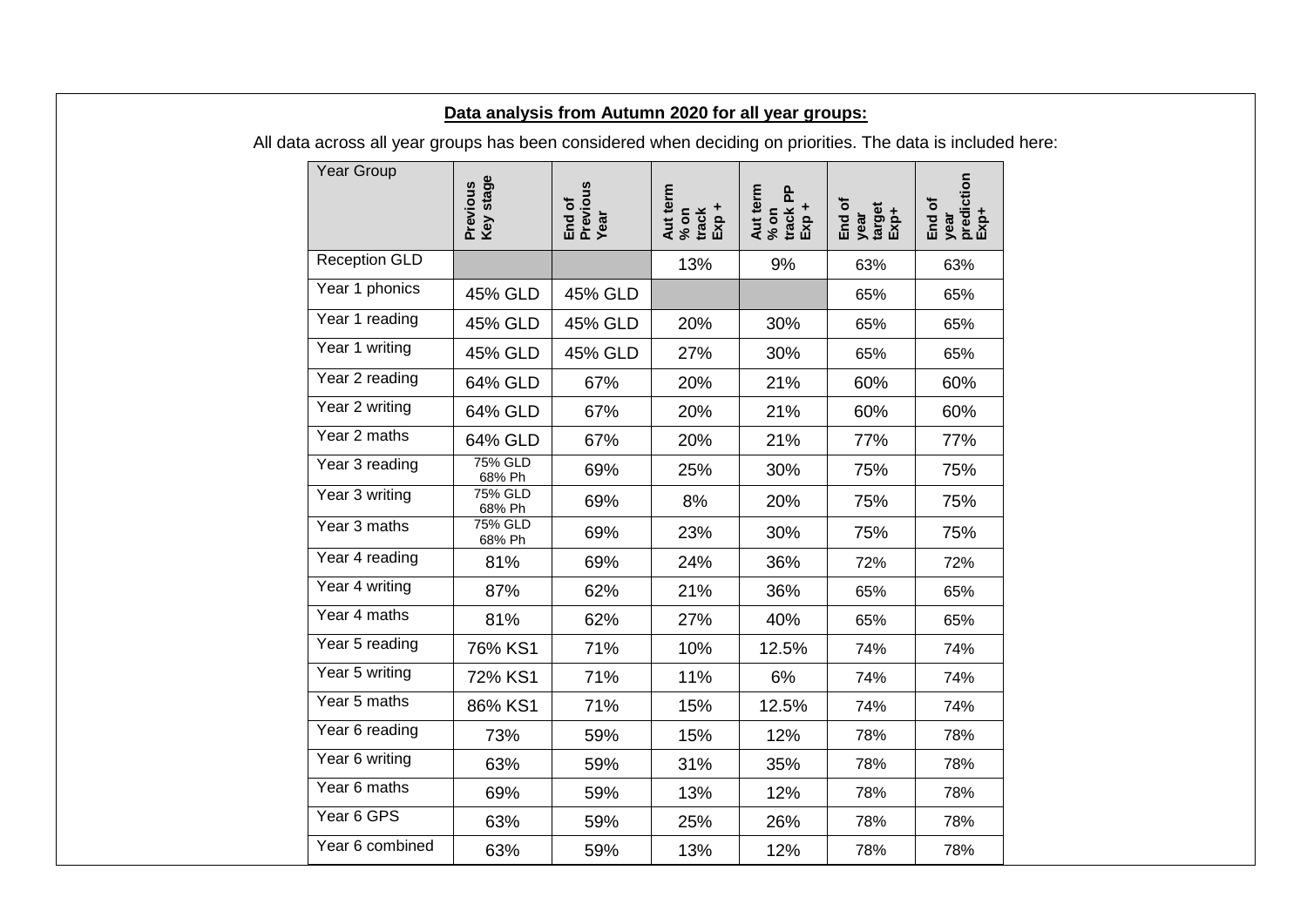**Data analysis from Autumn 2020 for all year groups:**

All data across all year groups has been considered when deciding on priorities. The data is included here:

| Year Group | Previous Key stage | End of Previous Year | Aut term % on track Exp + | Aut term % on track PP Exp + | End of year target Exp+ | End of year prediction Exp+ |
|---|---|---|---|---|---|---|
| Reception GLD | | | 13% | 9% | 63% | 63% |
| Year 1 phonics | 45% GLD | 45% GLD | | | 65% | 65% |
| Year 1 reading | 45% GLD | 45% GLD | 20% | 30% | 65% | 65% |
| Year 1 writing | 45% GLD | 45% GLD | 27% | 30% | 65% | 65% |
| Year 2 reading | 64% GLD | 67% | 20% | 21% | 60% | 60% |
| Year 2 writing | 64% GLD | 67% | 20% | 21% | 60% | 60% |
| Year 2 maths | 64% GLD | 67% | 20% | 21% | 77% | 77% |
| Year 3 reading | 75% GLD 68% Ph | 69% | 25% | 30% | 75% | 75% |
| Year 3 writing | 75% GLD 68% Ph | 69% | 8% | 20% | 75% | 75% |
| Year 3 maths | 75% GLD 68% Ph | 69% | 23% | 30% | 75% | 75% |
| Year 4 reading | 81% | 69% | 24% | 36% | 72% | 72% |
| Year 4 writing | 87% | 62% | 21% | 36% | 65% | 65% |
| Year 4 maths | 81% | 62% | 27% | 40% | 65% | 65% |
| Year 5 reading | 76% KS1 | 71% | 10% | 12.5% | 74% | 74% |
| Year 5 writing | 72% KS1 | 71% | 11% | 6% | 74% | 74% |
| Year 5 maths | 86% KS1 | 71% | 15% | 12.5% | 74% | 74% |
| Year 6 reading | 73% | 59% | 15% | 12% | 78% | 78% |
| Year 6 writing | 63% | 59% | 31% | 35% | 78% | 78% |
| Year 6 maths | 69% | 59% | 13% | 12% | 78% | 78% |
| Year 6 GPS | 63% | 59% | 25% | 26% | 78% | 78% |
| Year 6 combined | 63% | 59% | 13% | 12% | 78% | 78% |